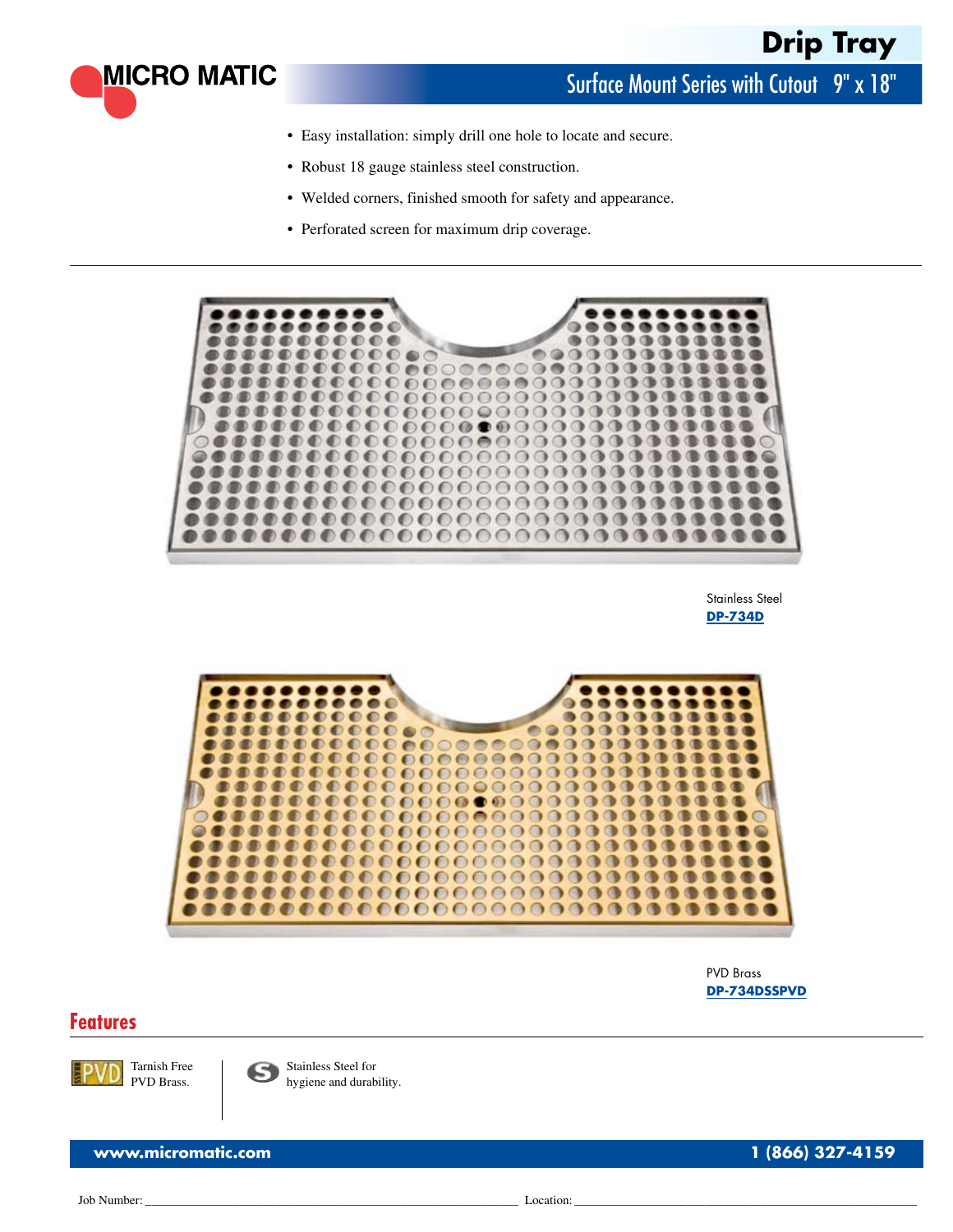# Drip Tray

## Surface Mount Series with Cutout 9" x 18"

- Easy installation: simply drill one hole to locate and secure.
- Robust 18 gauge stainless steel construction.
- Welded corners, finished smooth for safety and appearance.
- Perforated screen for maximum drip coverage.

Stainless Steel
**DP-734D**

PVD Brass
**DP-734DSSPVD**

## Features

PVD — Tarnish Free PVD Brass.

S — Stainless Steel for hygiene and durability.

**www.micromatic.com** **1 (866) 327-4159**

Job Number: ______________________________ Location: ______________________________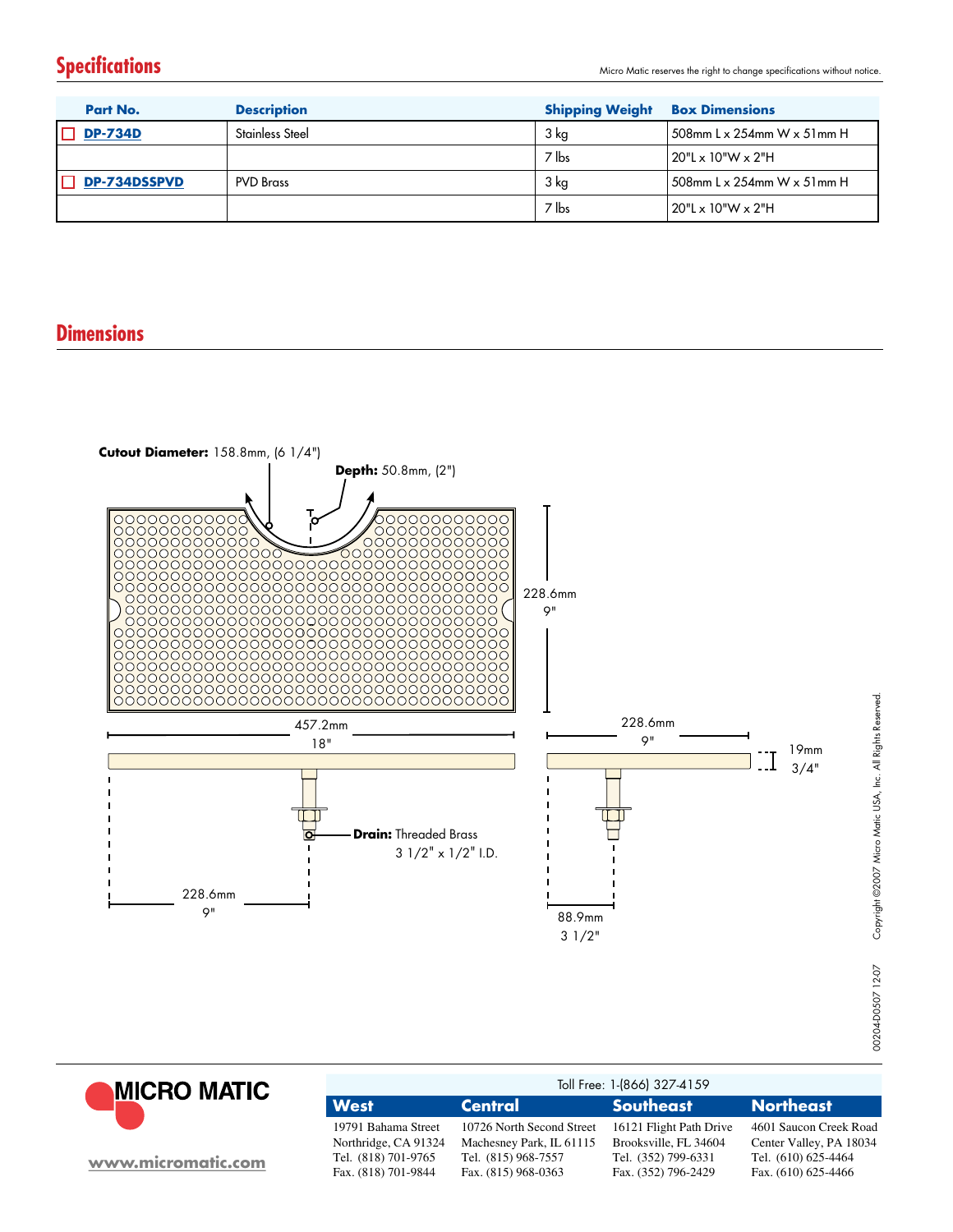## Specifications

Micro Matic reserves the right to change specifications without notice.

| Part No. | Description | Shipping Weight | Box Dimensions |
|---|---|---|---|
| DP-734D | Stainless Steel | 3 kg | 508mm L x 254mm W x 51mm H |
| | | 7 lbs | 20"L x 10"W x 2"H |
| DP-734DSSPVD | PVD Brass | 3 kg | 508mm L x 254mm W x 51mm H |
| | | 7 lbs | 20"L x 10"W x 2"H |

## Dimensions

**Cutout Diameter:** 158.8mm, (6 1/4")

**Depth:** 50.8mm, (2")

228.6mm
9"

457.2mm
18"

228.6mm
9"

19mm
3/4"

**Drain:** Threaded Brass
3 1/2" x 1/2" I.D.

228.6mm
9"

88.9mm
3 1/2"

Copyright ©2007 Micro Matic USA, Inc. All Rights Reserved.

00204-D0507 12-07

MICRO MATIC

www.micromatic.com

Toll Free: 1-(866) 327-4159

| West | Central | Southeast | Northeast |
|---|---|---|---|
| 19791 Bahama Street<br>Northridge, CA 91324<br>Tel. (818) 701-9765<br>Fax. (818) 701-9844 | 10726 North Second Street<br>Machesney Park, IL 61115<br>Tel. (815) 968-7557<br>Fax. (815) 968-0363 | 16121 Flight Path Drive<br>Brooksville, FL 34604<br>Tel. (352) 799-6331<br>Fax. (352) 796-2429 | 4601 Saucon Creek Road<br>Center Valley, PA 18034<br>Tel. (610) 625-4464<br>Fax. (610) 625-4466 |